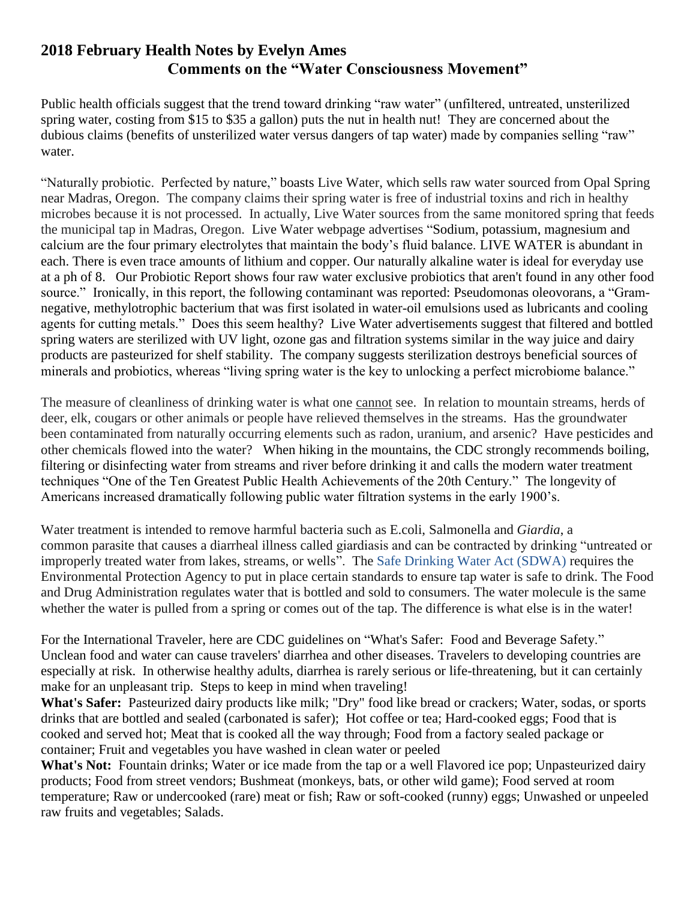## 2018 February Health Notes by Evelyn Ames

### Comments on the "Water Consciousness Movement"

Public health officials suggest that the trend toward drinking "raw water" (unfiltered, untreated, unsterilized spring water, costing from $15 to $35 a gallon) puts the nut in health nut! They are concerned about the dubious claims (benefits of unsterilized water versus dangers of tap water) made by companies selling "raw" water.

"Naturally probiotic. Perfected by nature," boasts Live Water, which sells raw water sourced from Opal Spring near Madras, Oregon. The company claims their spring water is free of industrial toxins and rich in healthy microbes because it is not processed. In actually, Live Water sources from the same monitored spring that feeds the municipal tap in Madras, Oregon. Live Water webpage advertises "Sodium, potassium, magnesium and calcium are the four primary electrolytes that maintain the body's fluid balance. LIVE WATER is abundant in each. There is even trace amounts of lithium and copper. Our naturally alkaline water is ideal for everyday use at a ph of 8. Our Probiotic Report shows four raw water exclusive probiotics that aren't found in any other food source." Ironically, in this report, the following contaminant was reported: Pseudomonas oleovorans, a "Gram-negative, methylotrophic bacterium that was first isolated in water-oil emulsions used as lubricants and cooling agents for cutting metals." Does this seem healthy? Live Water advertisements suggest that filtered and bottled spring waters are sterilized with UV light, ozone gas and filtration systems similar in the way juice and dairy products are pasteurized for shelf stability. The company suggests sterilization destroys beneficial sources of minerals and probiotics, whereas "living spring water is the key to unlocking a perfect microbiome balance."

The measure of cleanliness of drinking water is what one cannot see. In relation to mountain streams, herds of deer, elk, cougars or other animals or people have relieved themselves in the streams. Has the groundwater been contaminated from naturally occurring elements such as radon, uranium, and arsenic? Have pesticides and other chemicals flowed into the water? When hiking in the mountains, the CDC strongly recommends boiling, filtering or disinfecting water from streams and river before drinking it and calls the modern water treatment techniques "One of the Ten Greatest Public Health Achievements of the 20th Century." The longevity of Americans increased dramatically following public water filtration systems in the early 1900's.

Water treatment is intended to remove harmful bacteria such as E.coli, Salmonella and *Giardia*, a common parasite that causes a diarrheal illness called giardiasis and can be contracted by drinking "untreated or improperly treated water from lakes, streams, or wells". The Safe Drinking Water Act (SDWA) requires the Environmental Protection Agency to put in place certain standards to ensure tap water is safe to drink. The Food and Drug Administration regulates water that is bottled and sold to consumers. The water molecule is the same whether the water is pulled from a spring or comes out of the tap. The difference is what else is in the water!

For the International Traveler, here are CDC guidelines on "What's Safer: Food and Beverage Safety." Unclean food and water can cause travelers' diarrhea and other diseases. Travelers to developing countries are especially at risk. In otherwise healthy adults, diarrhea is rarely serious or life-threatening, but it can certainly make for an unpleasant trip. Steps to keep in mind when traveling!

**What's Safer:** Pasteurized dairy products like milk; "Dry" food like bread or crackers; Water, sodas, or sports drinks that are bottled and sealed (carbonated is safer); Hot coffee or tea; Hard-cooked eggs; Food that is cooked and served hot; Meat that is cooked all the way through; Food from a factory sealed package or container; Fruit and vegetables you have washed in clean water or peeled

**What's Not:** Fountain drinks; Water or ice made from the tap or a well Flavored ice pop; Unpasteurized dairy products; Food from street vendors; Bushmeat (monkeys, bats, or other wild game); Food served at room temperature; Raw or undercooked (rare) meat or fish; Raw or soft-cooked (runny) eggs; Unwashed or unpeeled raw fruits and vegetables; Salads.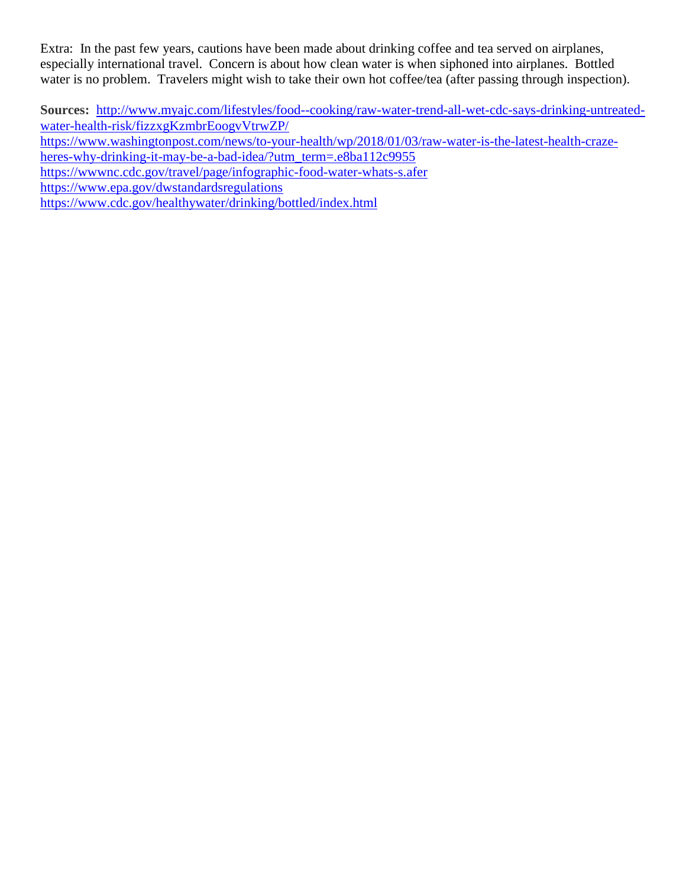Extra: In the past few years, cautions have been made about drinking coffee and tea served on airplanes, especially international travel. Concern is about how clean water is when siphoned into airplanes. Bottled water is no problem. Travelers might wish to take their own hot coffee/tea (after passing through inspection).

**Sources:** http://www.myajc.com/lifestyles/food--cooking/raw-water-trend-all-wet-cdc-says-drinking-untreated-water-health-risk/fizzxgKzmbrEoogvVtrwZP/
https://www.washingtonpost.com/news/to-your-health/wp/2018/01/03/raw-water-is-the-latest-health-craze-heres-why-drinking-it-may-be-a-bad-idea/?utm_term=.e8ba112c9955
https://wwwnc.cdc.gov/travel/page/infographic-food-water-whats-s.afer
https://www.epa.gov/dwstandardsregulations
https://www.cdc.gov/healthywater/drinking/bottled/index.html